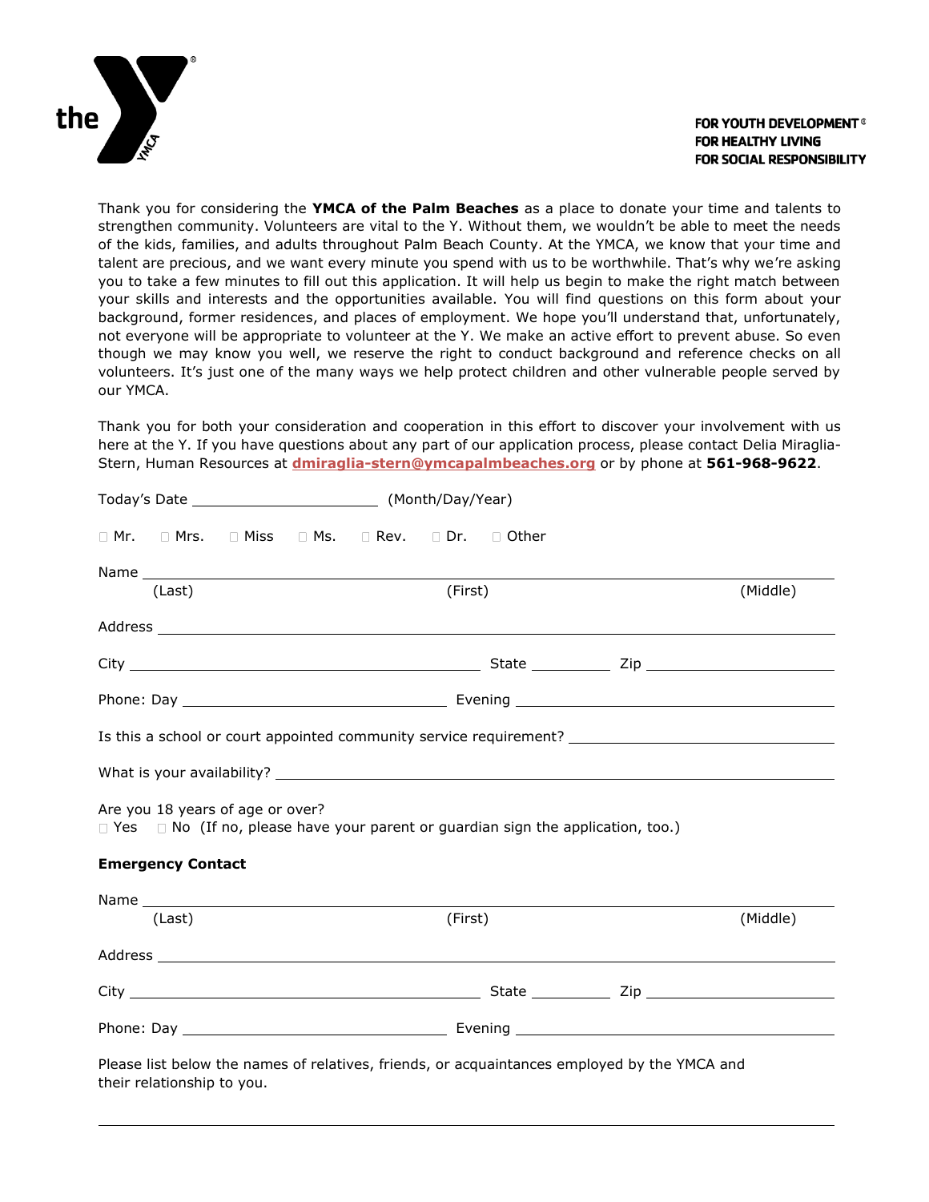the YMCA

**FOR YOUTH DEVELOPMENT®**
**FOR HEALTHY LIVING**
**FOR SOCIAL RESPONSIBILITY**

Thank you for considering the **YMCA of the Palm Beaches** as a place to donate your time and talents to strengthen community. Volunteers are vital to the Y. Without them, we wouldn't be able to meet the needs of the kids, families, and adults throughout Palm Beach County. At the YMCA, we know that your time and talent are precious, and we want every minute you spend with us to be worthwhile. That's why we're asking you to take a few minutes to fill out this application. It will help us begin to make the right match between your skills and interests and the opportunities available. You will find questions on this form about your background, former residences, and places of employment. We hope you'll understand that, unfortunately, not everyone will be appropriate to volunteer at the Y. We make an active effort to prevent abuse. So even though we may know you well, we reserve the right to conduct background and reference checks on all volunteers. It's just one of the many ways we help protect children and other vulnerable people served by our YMCA.

Thank you for both your consideration and cooperation in this effort to discover your involvement with us here at the Y. If you have questions about any part of our application process, please contact Delia Miraglia-Stern, Human Resources at **dmiraglia-stern@ymcapalmbeaches.org** or by phone at **561-968-9622**.

Today's Date ____________________ (Month/Day/Year)

☐ Mr. ☐ Mrs. ☐ Miss ☐ Ms. ☐ Rev. ☐ Dr. ☐ Other

Name ________________________________________________________________
(Last) (First) (Middle)

Address ______________________________________________________________

City ______________________________ State __________ Zip ________________

Phone: Day ________________________ Evening ___________________________

Is this a school or court appointed community service requirement? ______________________

What is your availability? _____________________________________________________

Are you 18 years of age or over?
☐ Yes ☐ No (If no, please have your parent or guardian sign the application, too.)

**Emergency Contact**

Name ________________________________________________________________
(Last) (First) (Middle)

Address ______________________________________________________________

City ______________________________ State __________ Zip ________________

Phone: Day ________________________ Evening ___________________________

Please list below the names of relatives, friends, or acquaintances employed by the YMCA and their relationship to you.

______________________________________________________________________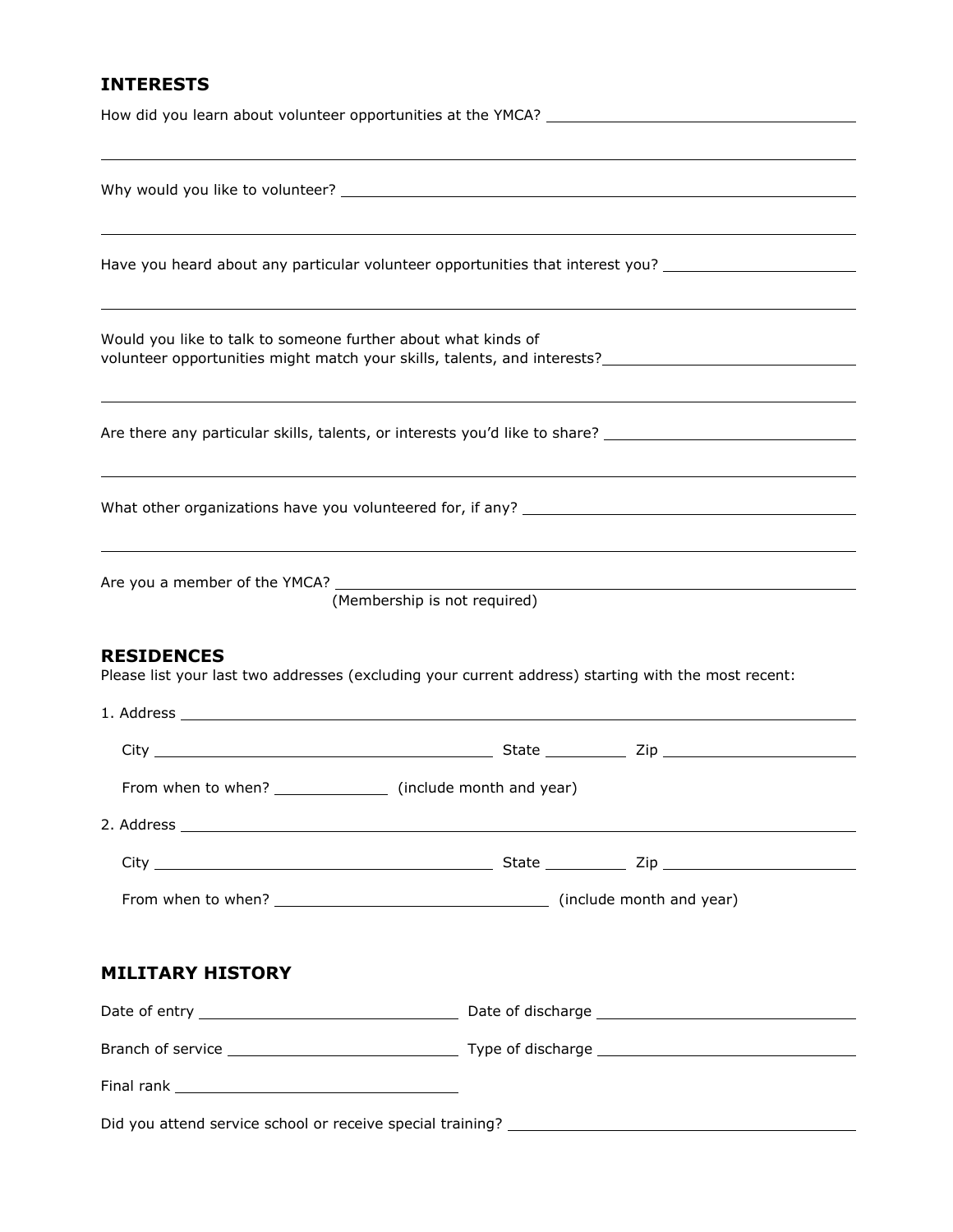## INTERESTS

How did you learn about volunteer opportunities at the YMCA? ______________________________

______________________________________________________________________________

Why would you like to volunteer? ______________________________________________

______________________________________________________________________________

Have you heard about any particular volunteer opportunities that interest you? ________________

______________________________________________________________________________

Would you like to talk to someone further about what kinds of volunteer opportunities might match your skills, talents, and interests? ________________________

______________________________________________________________________________

Are there any particular skills, talents, or interests you'd like to share? ______________________

______________________________________________________________________________

What other organizations have you volunteered for, if any? ______________________________

______________________________________________________________________________

Are you a member of the YMCA? ______________________________________________
(Membership is not required)

## RESIDENCES

Please list your last two addresses (excluding your current address) starting with the most recent:

1. Address ______________________________________________________________

   City ______________________________ State __________ Zip __________________

   From when to when? _____________ (include month and year)

2. Address ______________________________________________________________

   City ______________________________ State __________ Zip __________________

   From when to when? ______________________________ (include month and year)

## MILITARY HISTORY

Date of entry ________________________ Date of discharge ________________________

Branch of service _____________________ Type of discharge ________________________

Final rank ___________________________

Did you attend service school or receive special training? ______________________________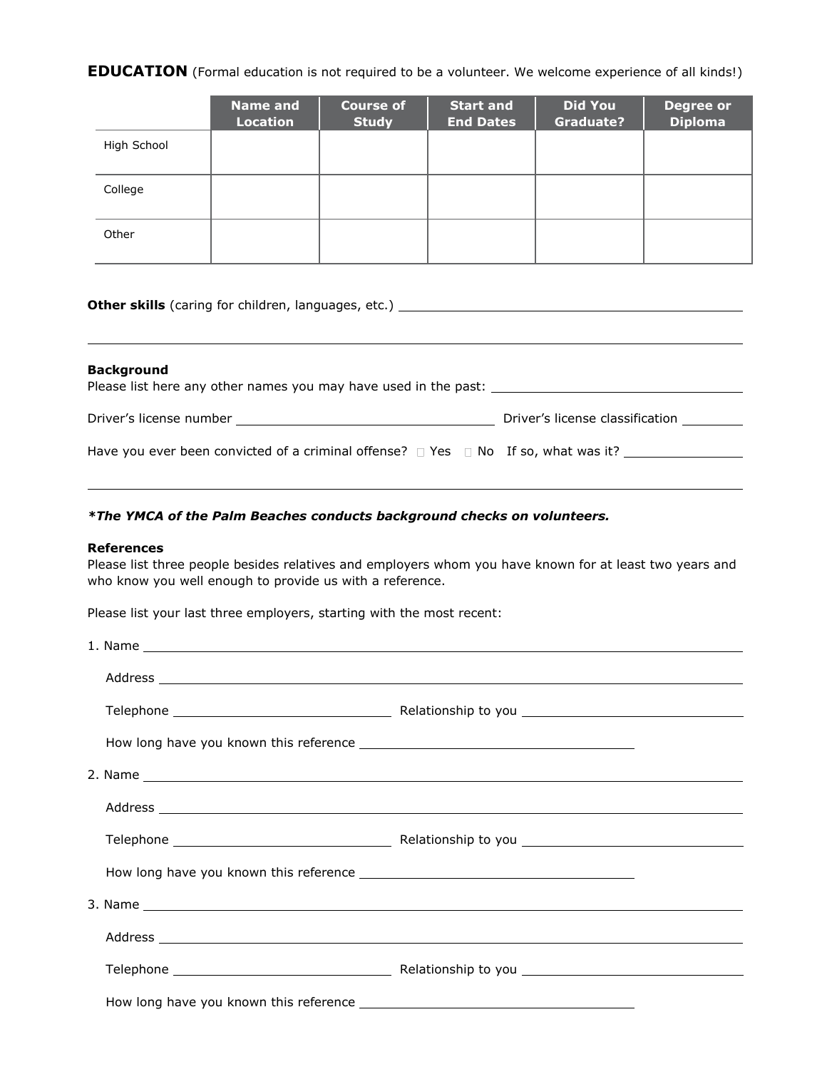**EDUCATION** (Formal education is not required to be a volunteer. We welcome experience of all kinds!)

| | Name and Location | Course of Study | Start and End Dates | Did You Graduate? | Degree or Diploma |
|---|---|---|---|---|---|
| High School | | | | | |
| College | | | | | |
| Other | | | | | |

**Other skills** (caring for children, languages, etc.) ______________________________________________

__________________________________________________________________________________________

**Background**

Please list here any other names you may have used in the past: ______________________________

Driver's license number ____________________________ Driver's license classification ________

Have you ever been convicted of a criminal offense? ☐ Yes ☐ No If so, what was it? _______________

__________________________________________________________________________________________

***The YMCA of the Palm Beaches conducts background checks on volunteers.***

**References**

Please list three people besides relatives and employers whom you have known for at least two years and who know you well enough to provide us with a reference.

Please list your last three employers, starting with the most recent:

1. Name ______________________________________________________________________________

   Address ___________________________________________________________________________

   Telephone ____________________________ Relationship to you ____________________________

   How long have you known this reference ____________________________________

2. Name ______________________________________________________________________________

   Address ___________________________________________________________________________

   Telephone ____________________________ Relationship to you ____________________________

   How long have you known this reference ____________________________________

3. Name ______________________________________________________________________________

   Address ___________________________________________________________________________

   Telephone ____________________________ Relationship to you ____________________________

   How long have you known this reference ____________________________________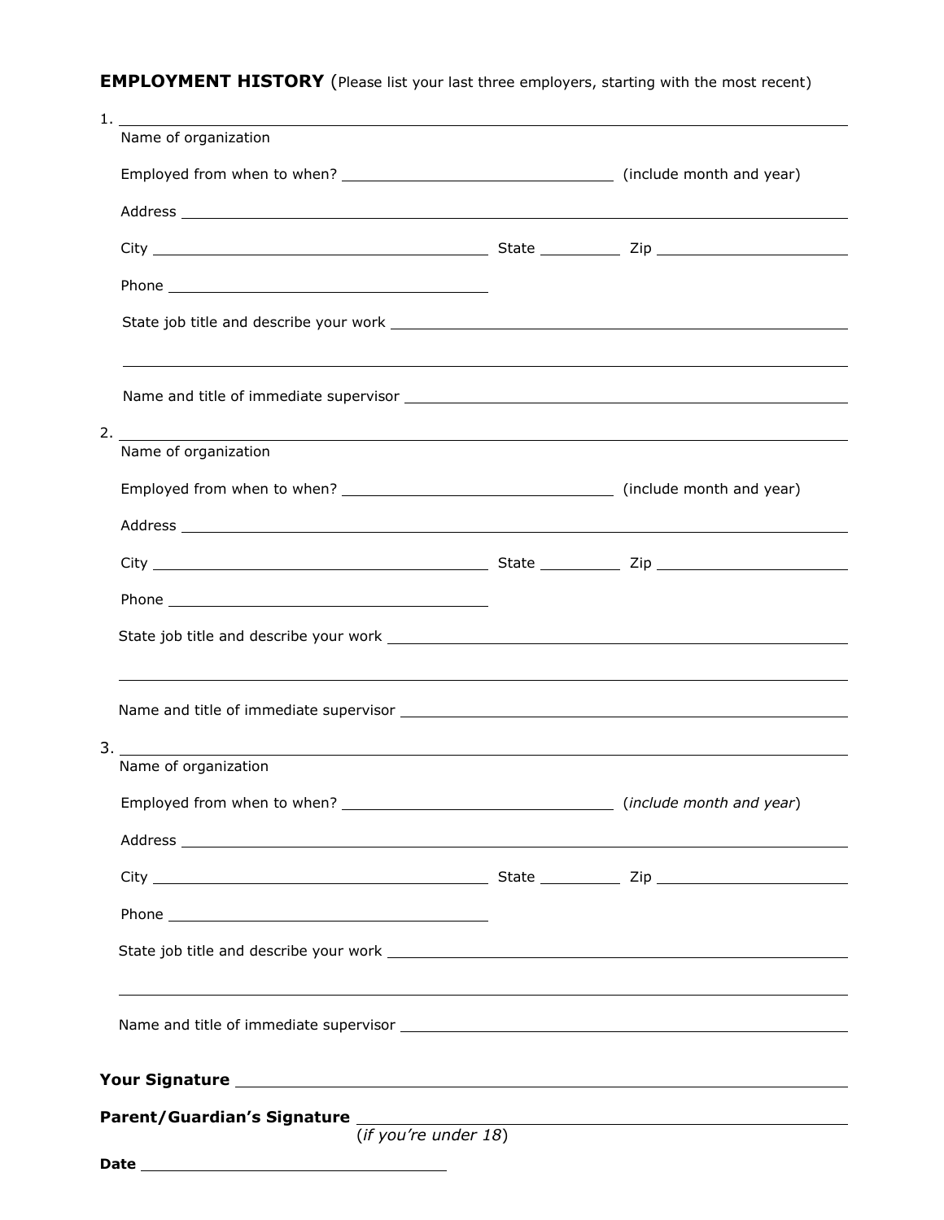**EMPLOYMENT HISTORY** (Please list your last three employers, starting with the most recent)

1. ______________________________________________
   Name of organization

   Employed from when to when? ____________________ (include month and year)

   Address ______________________________________________

   City ____________________ State __________ Zip ____________________

   Phone ____________________

   State job title and describe your work ______________________________________________

   ______________________________________________

   Name and title of immediate supervisor ______________________________________________

2. ______________________________________________
   Name of organization

   Employed from when to when? ____________________ (include month and year)

   Address ______________________________________________

   City ____________________ State __________ Zip ____________________

   Phone ____________________

   State job title and describe your work ______________________________________________

   ______________________________________________

   Name and title of immediate supervisor ______________________________________________

3. ______________________________________________
   Name of organization

   Employed from when to when? ____________________ (*include month and year*)

   Address ______________________________________________

   City ____________________ State __________ Zip ____________________

   Phone ____________________

   State job title and describe your work ______________________________________________

   ______________________________________________

   Name and title of immediate supervisor ______________________________________________

**Your Signature** ______________________________________________

**Parent/Guardian's Signature** ______________________________________________
(*if you're under 18*)

**Date** ____________________